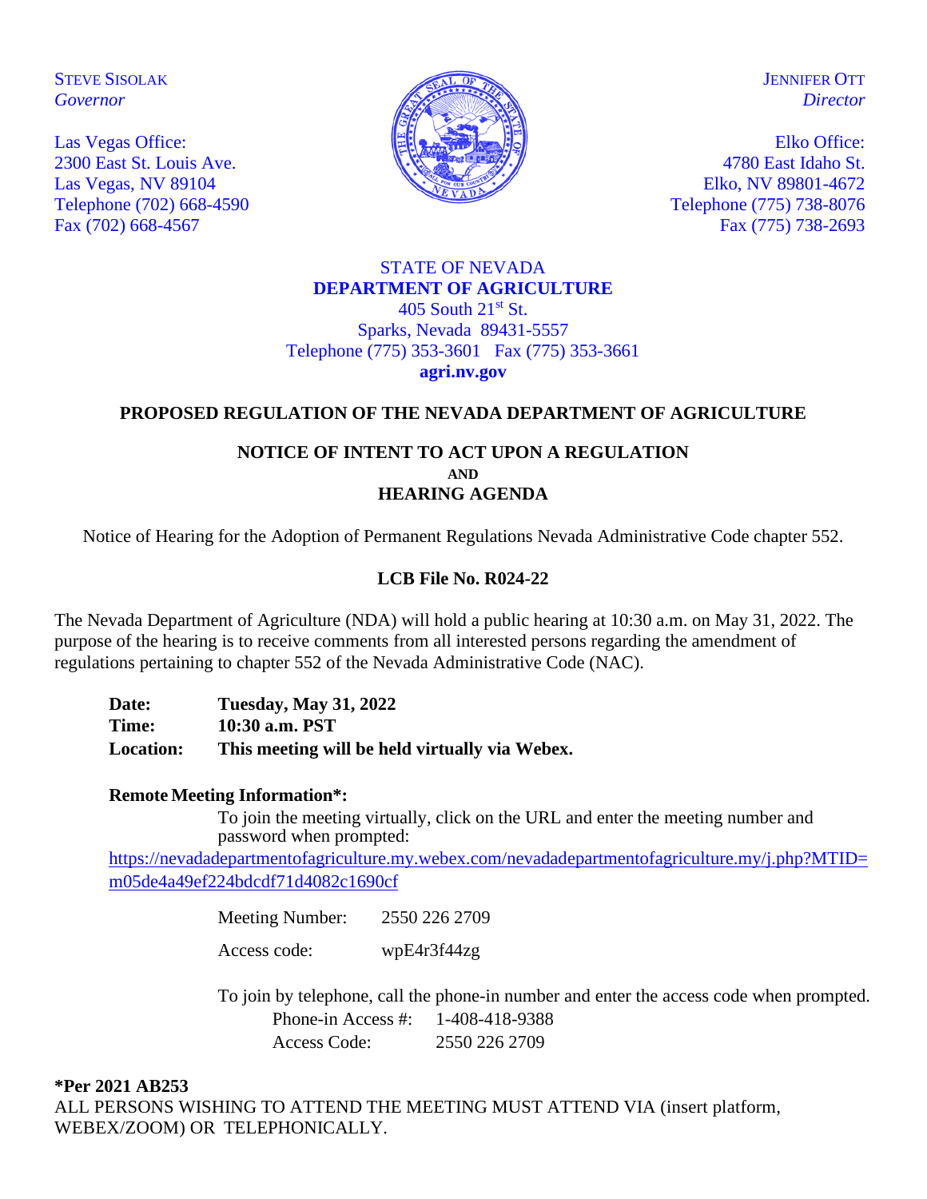STEVE SISOLAK
*Governor*

Las Vegas Office:
2300 East St. Louis Ave.
Las Vegas, NV 89104
Telephone (702) 668-4590
Fax (702) 668-4567

JENNIFER OTT
*Director*

Elko Office:
4780 East Idaho St.
Elko, NV 89801-4672
Telephone (775) 738-8076
Fax (775) 738-2693

STATE OF NEVADA
**DEPARTMENT OF AGRICULTURE**
405 South 21st St.
Sparks, Nevada 89431-5557
Telephone (775) 353-3601 Fax (775) 353-3661
**agri.nv.gov**

## PROPOSED REGULATION OF THE NEVADA DEPARTMENT OF AGRICULTURE

## NOTICE OF INTENT TO ACT UPON A REGULATION
**AND**
## HEARING AGENDA

Notice of Hearing for the Adoption of Permanent Regulations Nevada Administrative Code chapter 552.

**LCB File No. R024-22**

The Nevada Department of Agriculture (NDA) will hold a public hearing at 10:30 a.m. on May 31, 2022. The purpose of the hearing is to receive comments from all interested persons regarding the amendment of regulations pertaining to chapter 552 of the Nevada Administrative Code (NAC).

**Date:** **Tuesday, May 31, 2022**
**Time:** **10:30 a.m. PST**
**Location:** **This meeting will be held virtually via Webex.**

**Remote Meeting Information*:**

To join the meeting virtually, click on the URL and enter the meeting number and password when prompted:
https://nevadadepartmentofagriculture.my.webex.com/nevadadepartmentofagriculture.my/j.php?MTID=m05de4a49ef224bdcdf71d4082c1690cf

Meeting Number: 2550 226 2709

Access code: wpE4r3f44zg

To join by telephone, call the phone-in number and enter the access code when prompted.

Phone-in Access #: 1-408-418-9388
Access Code: 2550 226 2709

**\*Per 2021 AB253**
ALL PERSONS WISHING TO ATTEND THE MEETING MUST ATTEND VIA (insert platform, WEBEX/ZOOM) OR TELEPHONICALLY.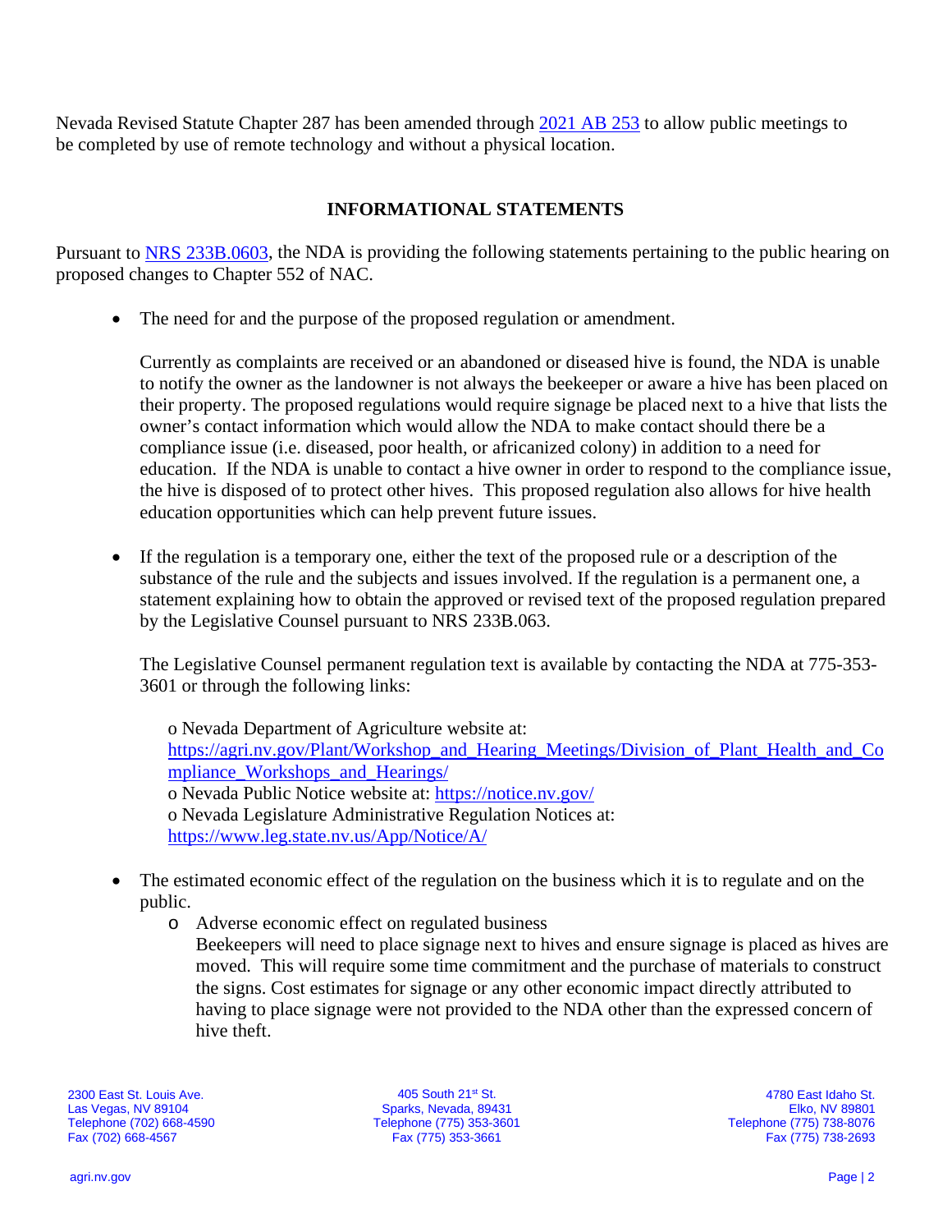Nevada Revised Statute Chapter 287 has been amended through [2021 AB 253](#) to allow public meetings to be completed by use of remote technology and without a physical location.

## INFORMATIONAL STATEMENTS

Pursuant to [NRS 233B.0603](#), the NDA is providing the following statements pertaining to the public hearing on proposed changes to Chapter 552 of NAC.

- The need for and the purpose of the proposed regulation or amendment.

  Currently as complaints are received or an abandoned or diseased hive is found, the NDA is unable to notify the owner as the landowner is not always the beekeeper or aware a hive has been placed on their property. The proposed regulations would require signage be placed next to a hive that lists the owner's contact information which would allow the NDA to make contact should there be a compliance issue (i.e. diseased, poor health, or africanized colony) in addition to a need for education. If the NDA is unable to contact a hive owner in order to respond to the compliance issue, the hive is disposed of to protect other hives. This proposed regulation also allows for hive health education opportunities which can help prevent future issues.

- If the regulation is a temporary one, either the text of the proposed rule or a description of the substance of the rule and the subjects and issues involved. If the regulation is a permanent one, a statement explaining how to obtain the approved or revised text of the proposed regulation prepared by the Legislative Counsel pursuant to NRS 233B.063.

  The Legislative Counsel permanent regulation text is available by contacting the NDA at 775-353-3601 or through the following links:

  - Nevada Department of Agriculture website at: https://agri.nv.gov/Plant/Workshop_and_Hearing_Meetings/Division_of_Plant_Health_and_Compliance_Workshops_and_Hearings/
  - Nevada Public Notice website at: https://notice.nv.gov/
  - Nevada Legislature Administrative Regulation Notices at: https://www.leg.state.nv.us/App/Notice/A/

- The estimated economic effect of the regulation on the business which it is to regulate and on the public.
  - Adverse economic effect on regulated business
    Beekeepers will need to place signage next to hives and ensure signage is placed as hives are moved. This will require some time commitment and the purchase of materials to construct the signs. Cost estimates for signage or any other economic impact directly attributed to having to place signage were not provided to the NDA other than the expressed concern of hive theft.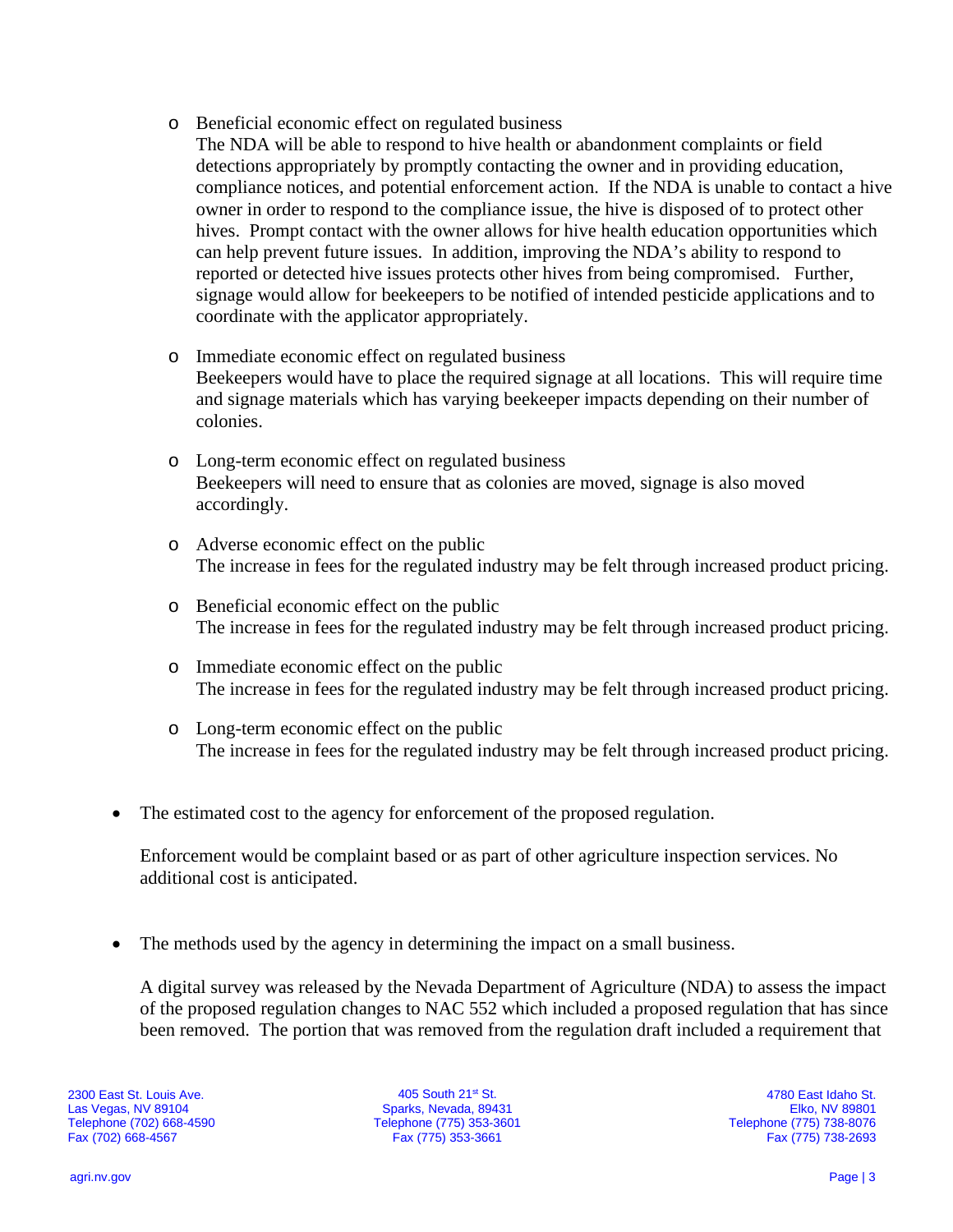- Beneficial economic effect on regulated business
  The NDA will be able to respond to hive health or abandonment complaints or field detections appropriately by promptly contacting the owner and in providing education, compliance notices, and potential enforcement action. If the NDA is unable to contact a hive owner in order to respond to the compliance issue, the hive is disposed of to protect other hives. Prompt contact with the owner allows for hive health education opportunities which can help prevent future issues. In addition, improving the NDA's ability to respond to reported or detected hive issues protects other hives from being compromised. Further, signage would allow for beekeepers to be notified of intended pesticide applications and to coordinate with the applicator appropriately.

- Immediate economic effect on regulated business
  Beekeepers would have to place the required signage at all locations. This will require time and signage materials which has varying beekeeper impacts depending on their number of colonies.

- Long-term economic effect on regulated business
  Beekeepers will need to ensure that as colonies are moved, signage is also moved accordingly.

- Adverse economic effect on the public
  The increase in fees for the regulated industry may be felt through increased product pricing.

- Beneficial economic effect on the public
  The increase in fees for the regulated industry may be felt through increased product pricing.

- Immediate economic effect on the public
  The increase in fees for the regulated industry may be felt through increased product pricing.

- Long-term economic effect on the public
  The increase in fees for the regulated industry may be felt through increased product pricing.

- The estimated cost to the agency for enforcement of the proposed regulation.

  Enforcement would be complaint based or as part of other agriculture inspection services. No additional cost is anticipated.

- The methods used by the agency in determining the impact on a small business.

  A digital survey was released by the Nevada Department of Agriculture (NDA) to assess the impact of the proposed regulation changes to NAC 552 which included a proposed regulation that has since been removed. The portion that was removed from the regulation draft included a requirement that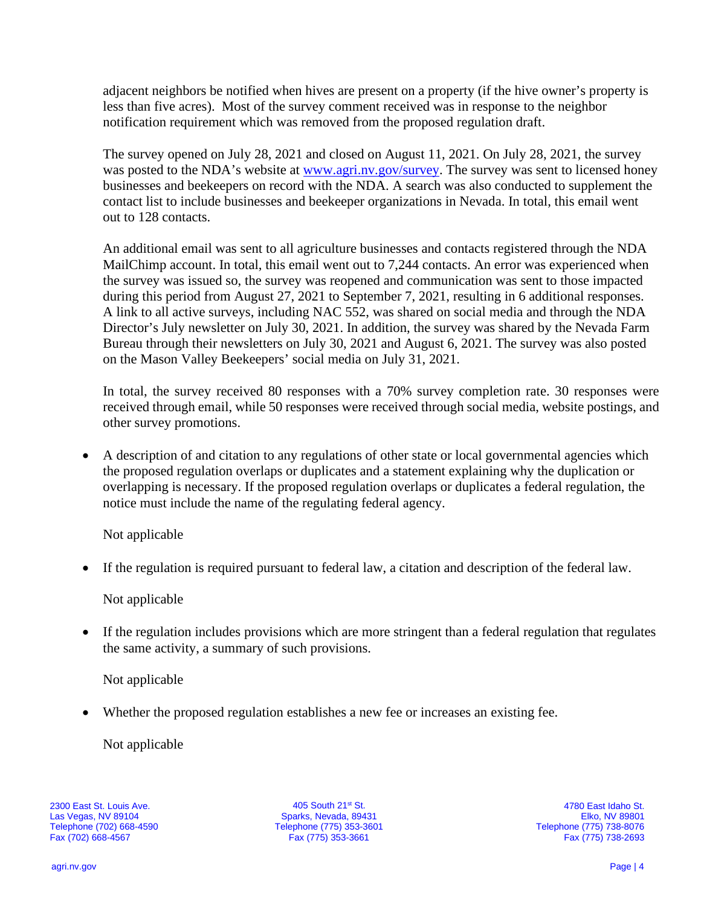adjacent neighbors be notified when hives are present on a property (if the hive owner's property is less than five acres). Most of the survey comment received was in response to the neighbor notification requirement which was removed from the proposed regulation draft.

The survey opened on July 28, 2021 and closed on August 11, 2021. On July 28, 2021, the survey was posted to the NDA's website at [www.agri.nv.gov/survey](http://www.agri.nv.gov/survey). The survey was sent to licensed honey businesses and beekeepers on record with the NDA. A search was also conducted to supplement the contact list to include businesses and beekeeper organizations in Nevada. In total, this email went out to 128 contacts.

An additional email was sent to all agriculture businesses and contacts registered through the NDA MailChimp account. In total, this email went out to 7,244 contacts. An error was experienced when the survey was issued so, the survey was reopened and communication was sent to those impacted during this period from August 27, 2021 to September 7, 2021, resulting in 6 additional responses. A link to all active surveys, including NAC 552, was shared on social media and through the NDA Director's July newsletter on July 30, 2021. In addition, the survey was shared by the Nevada Farm Bureau through their newsletters on July 30, 2021 and August 6, 2021. The survey was also posted on the Mason Valley Beekeepers' social media on July 31, 2021.

In total, the survey received 80 responses with a 70% survey completion rate. 30 responses were received through email, while 50 responses were received through social media, website postings, and other survey promotions.

- A description of and citation to any regulations of other state or local governmental agencies which the proposed regulation overlaps or duplicates and a statement explaining why the duplication or overlapping is necessary. If the proposed regulation overlaps or duplicates a federal regulation, the notice must include the name of the regulating federal agency.

  Not applicable

- If the regulation is required pursuant to federal law, a citation and description of the federal law.

  Not applicable

- If the regulation includes provisions which are more stringent than a federal regulation that regulates the same activity, a summary of such provisions.

  Not applicable

- Whether the proposed regulation establishes a new fee or increases an existing fee.

  Not applicable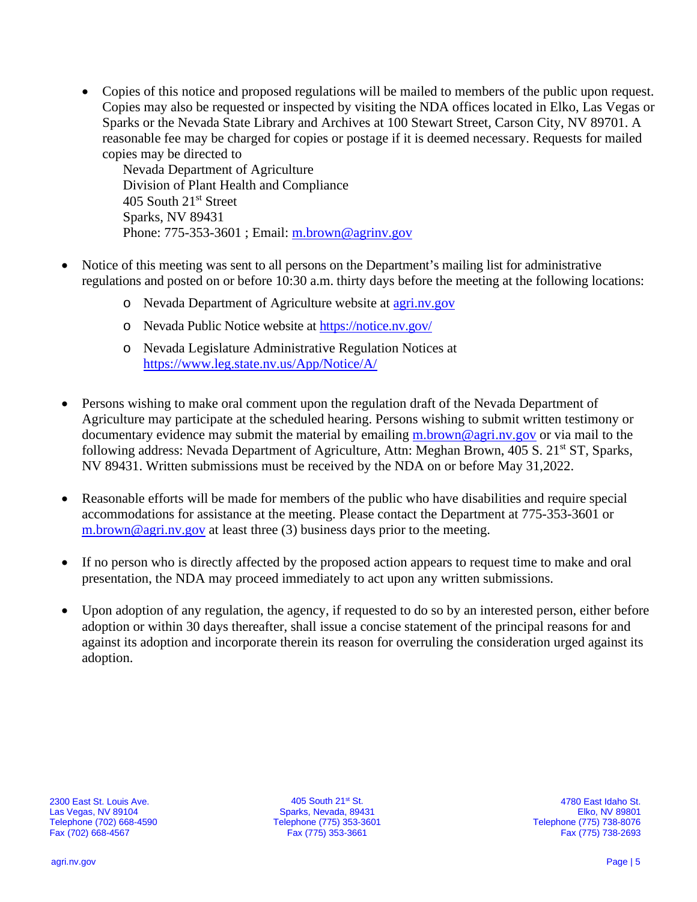- Copies of this notice and proposed regulations will be mailed to members of the public upon request. Copies may also be requested or inspected by visiting the NDA offices located in Elko, Las Vegas or Sparks or the Nevada State Library and Archives at 100 Stewart Street, Carson City, NV 89701. A reasonable fee may be charged for copies or postage if it is deemed necessary. Requests for mailed copies may be directed to

  Nevada Department of Agriculture
  Division of Plant Health and Compliance
  405 South 21st Street
  Sparks, NV 89431
  Phone: 775-353-3601 ; Email: m.brown@agrinv.gov

- Notice of this meeting was sent to all persons on the Department's mailing list for administrative regulations and posted on or before 10:30 a.m. thirty days before the meeting at the following locations:
  - Nevada Department of Agriculture website at agri.nv.gov
  - Nevada Public Notice website at https://notice.nv.gov/
  - Nevada Legislature Administrative Regulation Notices at https://www.leg.state.nv.us/App/Notice/A/

- Persons wishing to make oral comment upon the regulation draft of the Nevada Department of Agriculture may participate at the scheduled hearing. Persons wishing to submit written testimony or documentary evidence may submit the material by emailing m.brown@agri.nv.gov or via mail to the following address: Nevada Department of Agriculture, Attn: Meghan Brown, 405 S. 21st ST, Sparks, NV 89431. Written submissions must be received by the NDA on or before May 31,2022.

- Reasonable efforts will be made for members of the public who have disabilities and require special accommodations for assistance at the meeting. Please contact the Department at 775-353-3601 or m.brown@agri.nv.gov at least three (3) business days prior to the meeting.

- If no person who is directly affected by the proposed action appears to request time to make and oral presentation, the NDA may proceed immediately to act upon any written submissions.

- Upon adoption of any regulation, the agency, if requested to do so by an interested person, either before adoption or within 30 days thereafter, shall issue a concise statement of the principal reasons for and against its adoption and incorporate therein its reason for overruling the consideration urged against its adoption.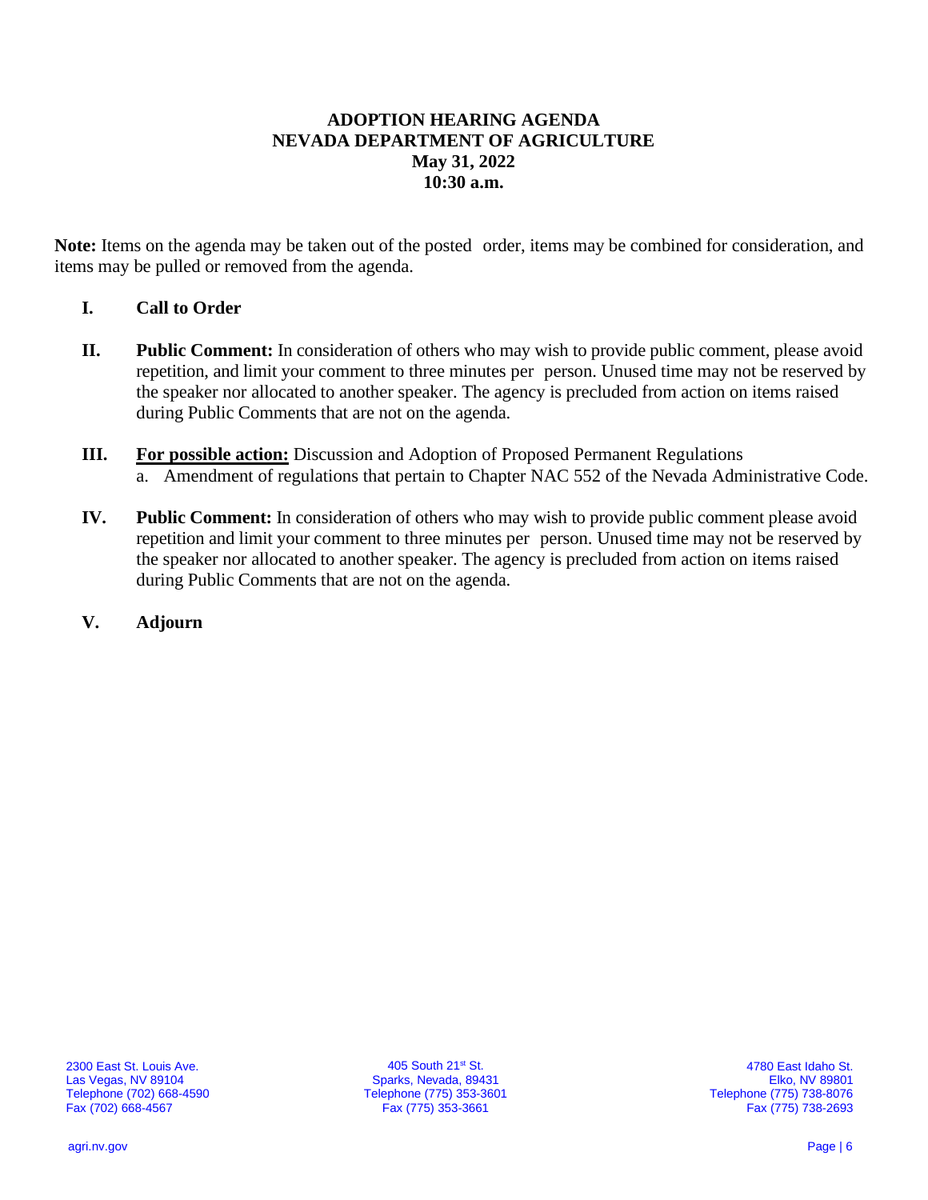**ADOPTION HEARING AGENDA**
**NEVADA DEPARTMENT OF AGRICULTURE**
**May 31, 2022**
**10:30 a.m.**

**Note:** Items on the agenda may be taken out of the posted order, items may be combined for consideration, and items may be pulled or removed from the agenda.

**I. Call to Order**

**II. Public Comment:** In consideration of others who may wish to provide public comment, please avoid repetition, and limit your comment to three minutes per person. Unused time may not be reserved by the speaker nor allocated to another speaker. The agency is precluded from action on items raised during Public Comments that are not on the agenda.

**III. For possible action:** Discussion and Adoption of Proposed Permanent Regulations
   a. Amendment of regulations that pertain to Chapter NAC 552 of the Nevada Administrative Code.

**IV. Public Comment:** In consideration of others who may wish to provide public comment please avoid repetition and limit your comment to three minutes per person. Unused time may not be reserved by the speaker nor allocated to another speaker. The agency is precluded from action on items raised during Public Comments that are not on the agenda.

**V. Adjourn**

2300 East St. Louis Ave.
Las Vegas, NV 89104
Telephone (702) 668-4590
Fax (702) 668-4567

405 South 21st St.
Sparks, Nevada, 89431
Telephone (775) 353-3601
Fax (775) 353-3661

4780 East Idaho St.
Elko, NV 89801
Telephone (775) 738-8076
Fax (775) 738-2693

agri.nv.gov